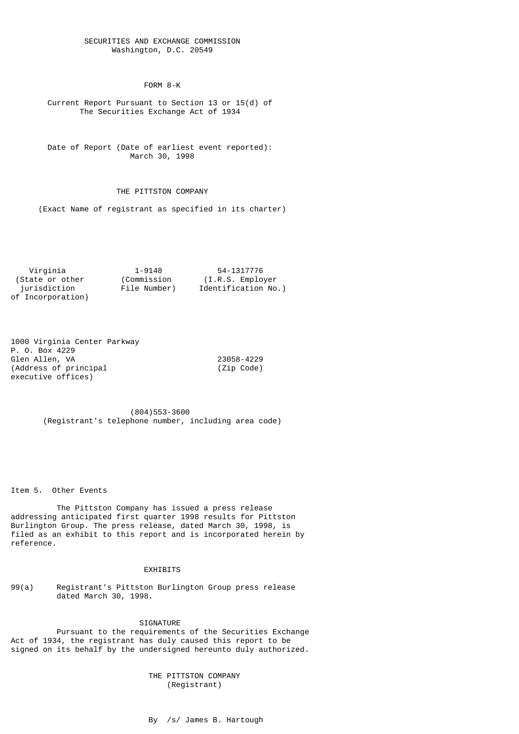SECURITIES AND EXCHANGE COMMISSION
Washington, D.C. 20549

# FORM 8-K

Current Report Pursuant to Section 13 or 15(d) of
The Securities Exchange Act of 1934

Date of Report (Date of earliest event reported):
March 30, 1998

## THE PITTSTON COMPANY

(Exact Name of registrant as specified in its charter)

| Virginia | 1-9148 | 54-1317776 |
|---|---|---|
| (State or other jurisdiction of Incorporation) | (Commission File Number) | (I.R.S. Employer Identification No.) |

| 1000 Virginia Center Parkway<br>P. O. Box 4229<br>Glen Allen, VA | 23058-4229 |
|---|---|
| (Address of principal executive offices) | (Zip Code) |

(804)553-3600
(Registrant's telephone number, including area code)

Item 5. Other Events

The Pittston Company has issued a press release addressing anticipated first quarter 1998 results for Pittston Burlington Group. The press release, dated March 30, 1998, is filed as an exhibit to this report and is incorporated herein by reference.

EXHIBITS

99(a) Registrant's Pittston Burlington Group press release dated March 30, 1998.

SIGNATURE

Pursuant to the requirements of the Securities Exchange Act of 1934, the registrant has duly caused this report to be signed on its behalf by the undersigned hereunto duly authorized.

THE PITTSTON COMPANY
(Registrant)

By /s/ James B. Hartough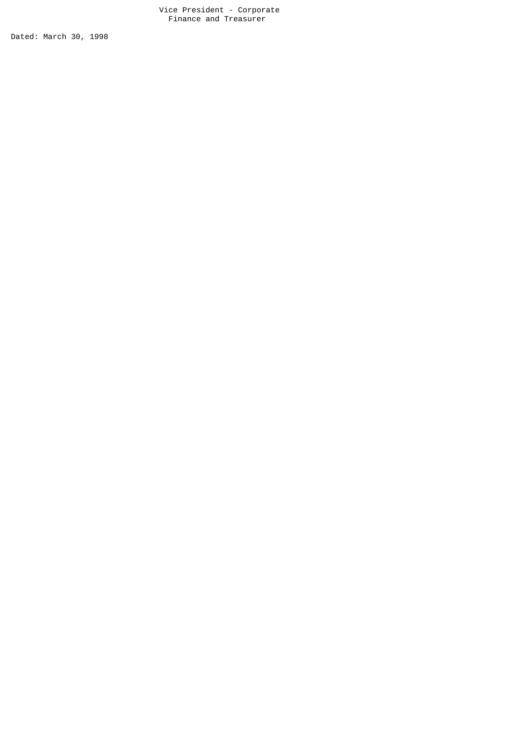Vice President - Corporate
Finance and Treasurer

Dated: March 30, 1998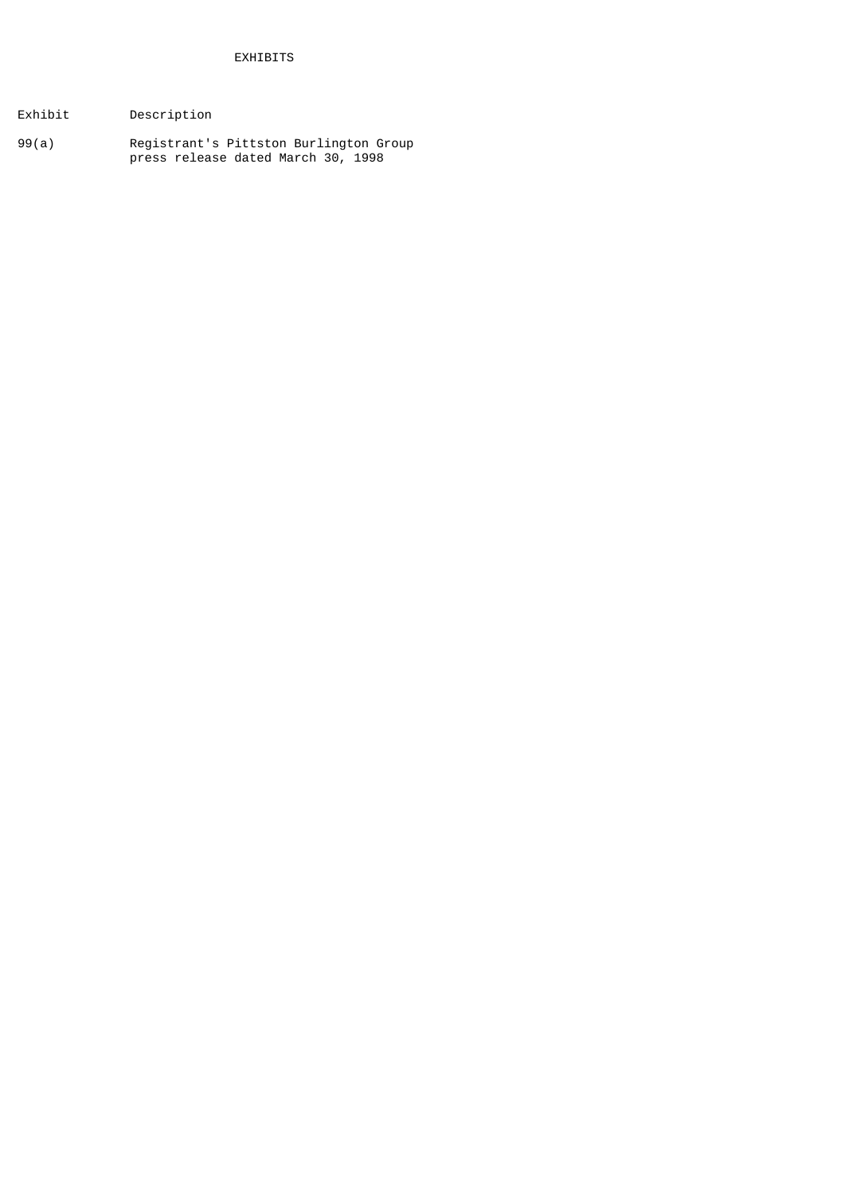# EXHIBITS

| Exhibit | Description |
|---|---|
| 99(a) | Registrant's Pittston Burlington Group press release dated March 30, 1998 |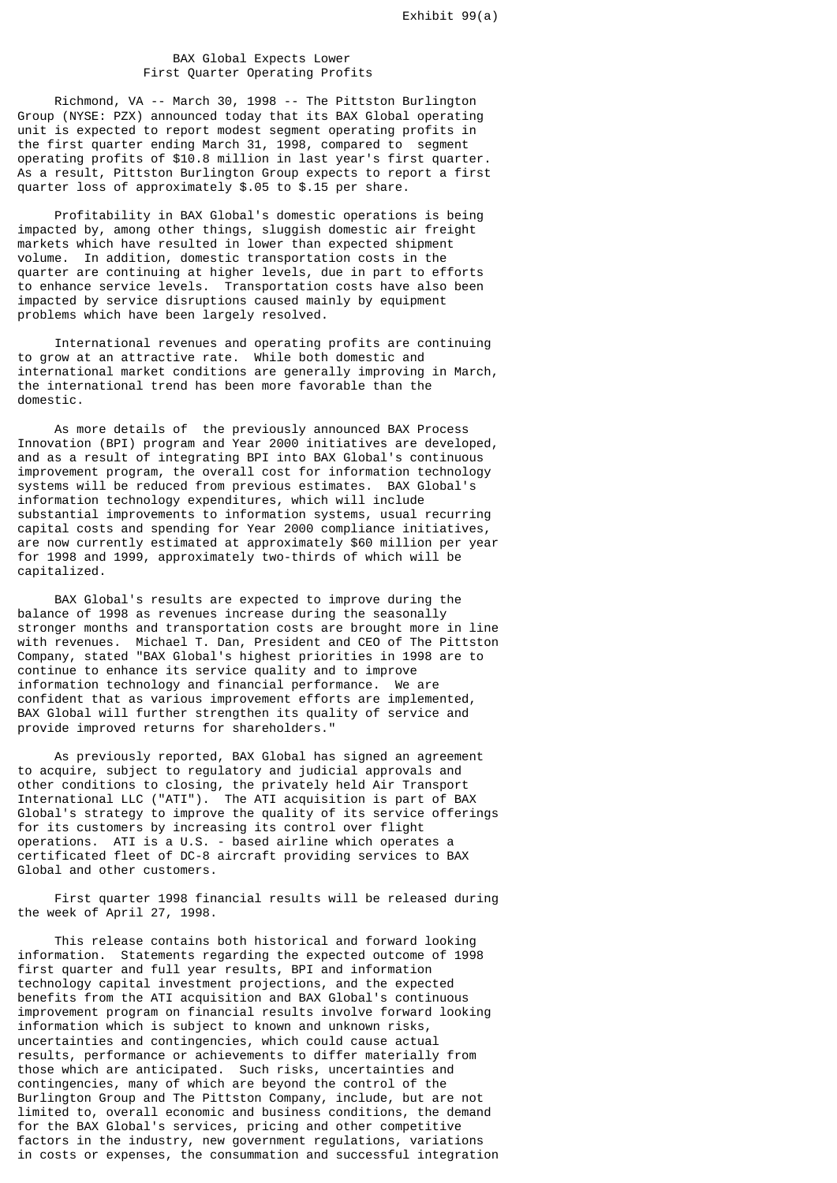Exhibit 99(a)

# BAX Global Expects Lower First Quarter Operating Profits

Richmond, VA -- March 30, 1998 -- The Pittston Burlington Group (NYSE: PZX) announced today that its BAX Global operating unit is expected to report modest segment operating profits in the first quarter ending March 31, 1998, compared to segment operating profits of $10.8 million in last year's first quarter. As a result, Pittston Burlington Group expects to report a first quarter loss of approximately $.05 to $.15 per share.

Profitability in BAX Global's domestic operations is being impacted by, among other things, sluggish domestic air freight markets which have resulted in lower than expected shipment volume. In addition, domestic transportation costs in the quarter are continuing at higher levels, due in part to efforts to enhance service levels. Transportation costs have also been impacted by service disruptions caused mainly by equipment problems which have been largely resolved.

International revenues and operating profits are continuing to grow at an attractive rate. While both domestic and international market conditions are generally improving in March, the international trend has been more favorable than the domestic.

As more details of the previously announced BAX Process Innovation (BPI) program and Year 2000 initiatives are developed, and as a result of integrating BPI into BAX Global's continuous improvement program, the overall cost for information technology systems will be reduced from previous estimates. BAX Global's information technology expenditures, which will include substantial improvements to information systems, usual recurring capital costs and spending for Year 2000 compliance initiatives, are now currently estimated at approximately $60 million per year for 1998 and 1999, approximately two-thirds of which will be capitalized.

BAX Global's results are expected to improve during the balance of 1998 as revenues increase during the seasonally stronger months and transportation costs are brought more in line with revenues. Michael T. Dan, President and CEO of The Pittston Company, stated "BAX Global's highest priorities in 1998 are to continue to enhance its service quality and to improve information technology and financial performance. We are confident that as various improvement efforts are implemented, BAX Global will further strengthen its quality of service and provide improved returns for shareholders."

As previously reported, BAX Global has signed an agreement to acquire, subject to regulatory and judicial approvals and other conditions to closing, the privately held Air Transport International LLC ("ATI"). The ATI acquisition is part of BAX Global's strategy to improve the quality of its service offerings for its customers by increasing its control over flight operations. ATI is a U.S. - based airline which operates a certificated fleet of DC-8 aircraft providing services to BAX Global and other customers.

First quarter 1998 financial results will be released during the week of April 27, 1998.

This release contains both historical and forward looking information. Statements regarding the expected outcome of 1998 first quarter and full year results, BPI and information technology capital investment projections, and the expected benefits from the ATI acquisition and BAX Global's continuous improvement program on financial results involve forward looking information which is subject to known and unknown risks, uncertainties and contingencies, which could cause actual results, performance or achievements to differ materially from those which are anticipated. Such risks, uncertainties and contingencies, many of which are beyond the control of the Burlington Group and The Pittston Company, include, but are not limited to, overall economic and business conditions, the demand for the BAX Global's services, pricing and other competitive factors in the industry, new government regulations, variations in costs or expenses, the consummation and successful integration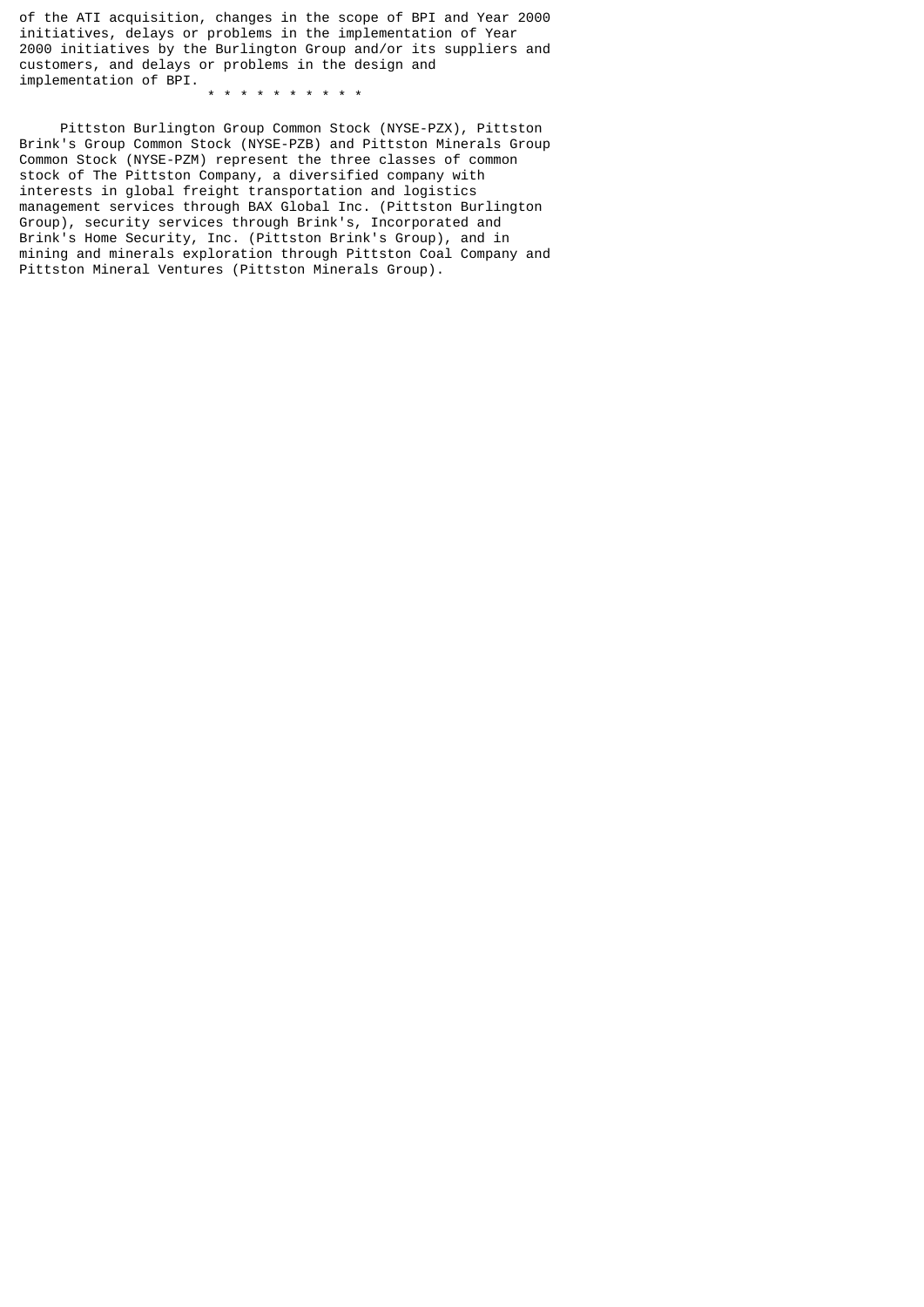of the ATI acquisition, changes in the scope of BPI and Year 2000 initiatives, delays or problems in the implementation of Year 2000 initiatives by the Burlington Group and/or its suppliers and customers, and delays or problems in the design and implementation of BPI.

\* \* \* \* \* \* \* \* \* \*

Pittston Burlington Group Common Stock (NYSE-PZX), Pittston Brink's Group Common Stock (NYSE-PZB) and Pittston Minerals Group Common Stock (NYSE-PZM) represent the three classes of common stock of The Pittston Company, a diversified company with interests in global freight transportation and logistics management services through BAX Global Inc. (Pittston Burlington Group), security services through Brink's, Incorporated and Brink's Home Security, Inc. (Pittston Brink's Group), and in mining and minerals exploration through Pittston Coal Company and Pittston Mineral Ventures (Pittston Minerals Group).